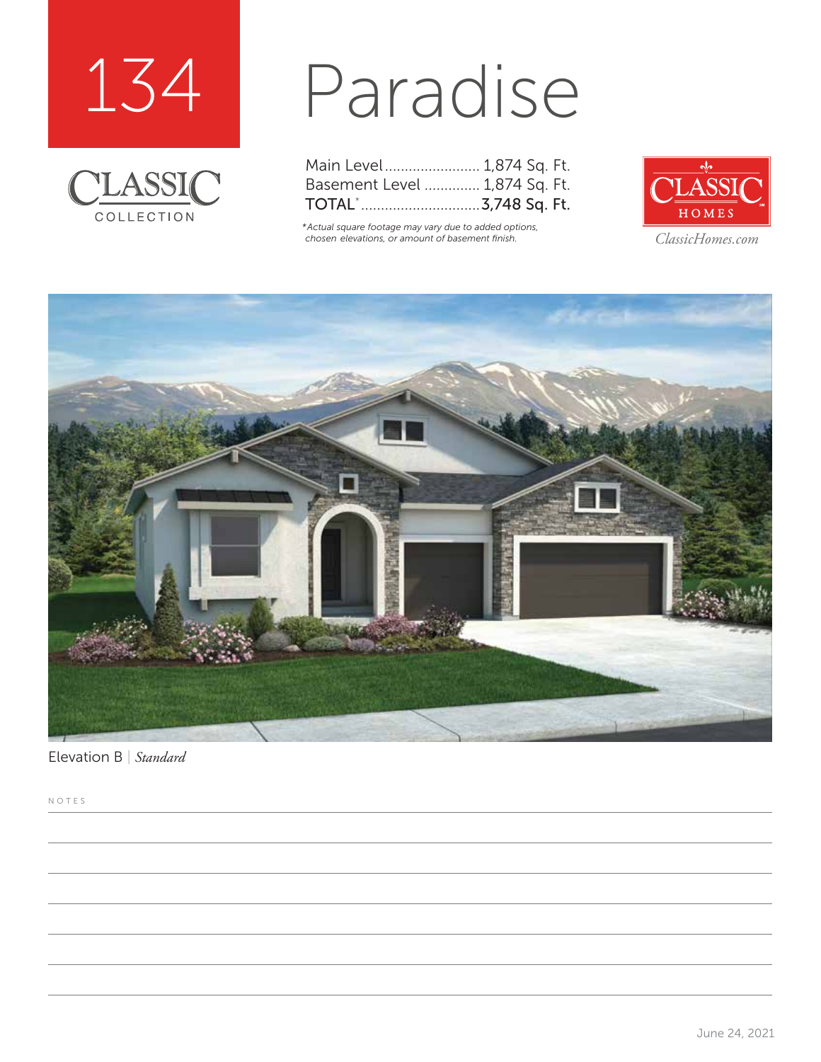134

CLASSIC
COLLECTION

# Paradise

| | |
|---|---|
| Main Level | 1,874 Sq. Ft. |
| Basement Level | 1,874 Sq. Ft. |
| **TOTAL*** | **3,748 Sq. Ft.** |

*\*Actual square footage may vary due to added options, chosen elevations, or amount of basement finish.*

CLASSIC HOMES
*ClassicHomes.com*

Elevation B | *Standard*

NOTES

June 24, 2021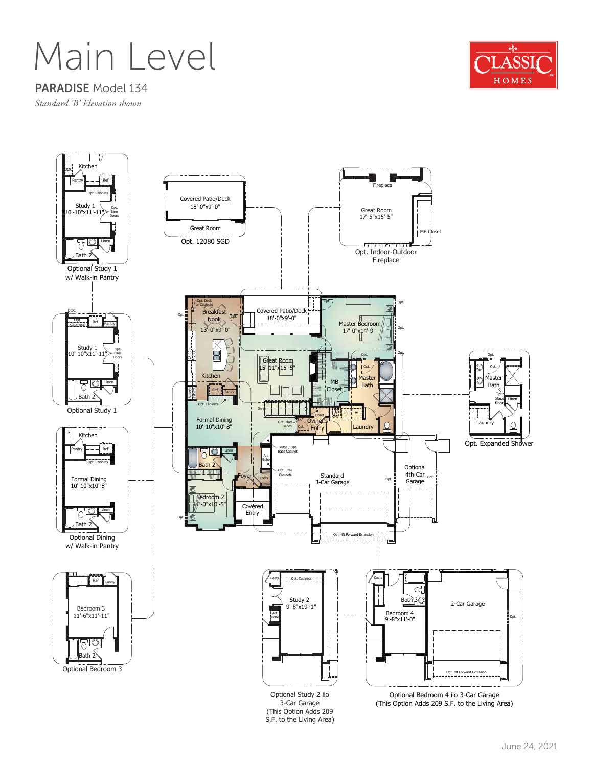# Main Level

## PARADISE Model 134

*Standard 'B' Elevation shown*

CLASSIC HOMES

Kitchen
Pantry
Ref
Opt. Cabinets
Study 1
10'-10"x11'-11"
Opt. Barn Doors
Linen
Bath 2
Optional Study 1 w/ Walk-in Pantry

Covered Patio/Deck
18'-0"x9'-0"
Great Room
Opt. 12080 SGD

Fireplace
Great Room
17'-5"x15'-5"
MB Closet
Opt. Indoor-Outdoor Fireplace

Opt. Cabinets
Ref
Pantry
Study 1
10'-10"x11'-11"
Opt. Barn Doors
Linen
Bath 2
Optional Study 1

Opt. Desk or Cabinets
Breakfast Nook
13'-0"x9'-0"
Covered Patio/Deck
18'-0"x9'-0"
Master Bedroom
17'-0"x14'-9"
Great Room
15'-11"x15'-5"
Kitchen
Butler's Pantry
Ref
Pantry
MB Closet
Master Bath
Opt. Cabinets
Formal Dining
10'-10"x10'-8"
Opt. Mud Bench
Owner's Entry
Laundry
Linen
Bath 2
Art Niche
Ledge / Opt. Base Cabinet
Opt. Base Cabinets
Foyer
Coats
Standard 3-Car Garage
Optional 4th-Car Garage
Bedroom 2
11'-0"x10'-5"
Covered Entry
Opt. 4ft Forward Extension

Master Bath
Opt. Glass Door
Linen
Laundry
Opt. Expanded Shower

Kitchen
Pantry
Ref
Opt. Cabinets
Formal Dining
10'-10"x10'-8"
Linen
Bath 2
Optional Dining w/ Walk-in Pantry

Ref
Pantry
Bedroom 3
11'-6"x11'-11"
Bath 2
Optional Bedroom 3

Coats
Opt. Cabinets
Study 2
9'-8"x19'-1"
Art Niche
Optional Study 2 ilo 3-Car Garage (This Option Adds 209 S.F. to the Living Area)

Coats
Bath 3
Bedroom 4
9'-8"x11'-0"
2-Car Garage
Opt. 4ft Forward Extension
Optional Bedroom 4 ilo 3-Car Garage (This Option Adds 209 S.F. to the Living Area)

June 24, 2021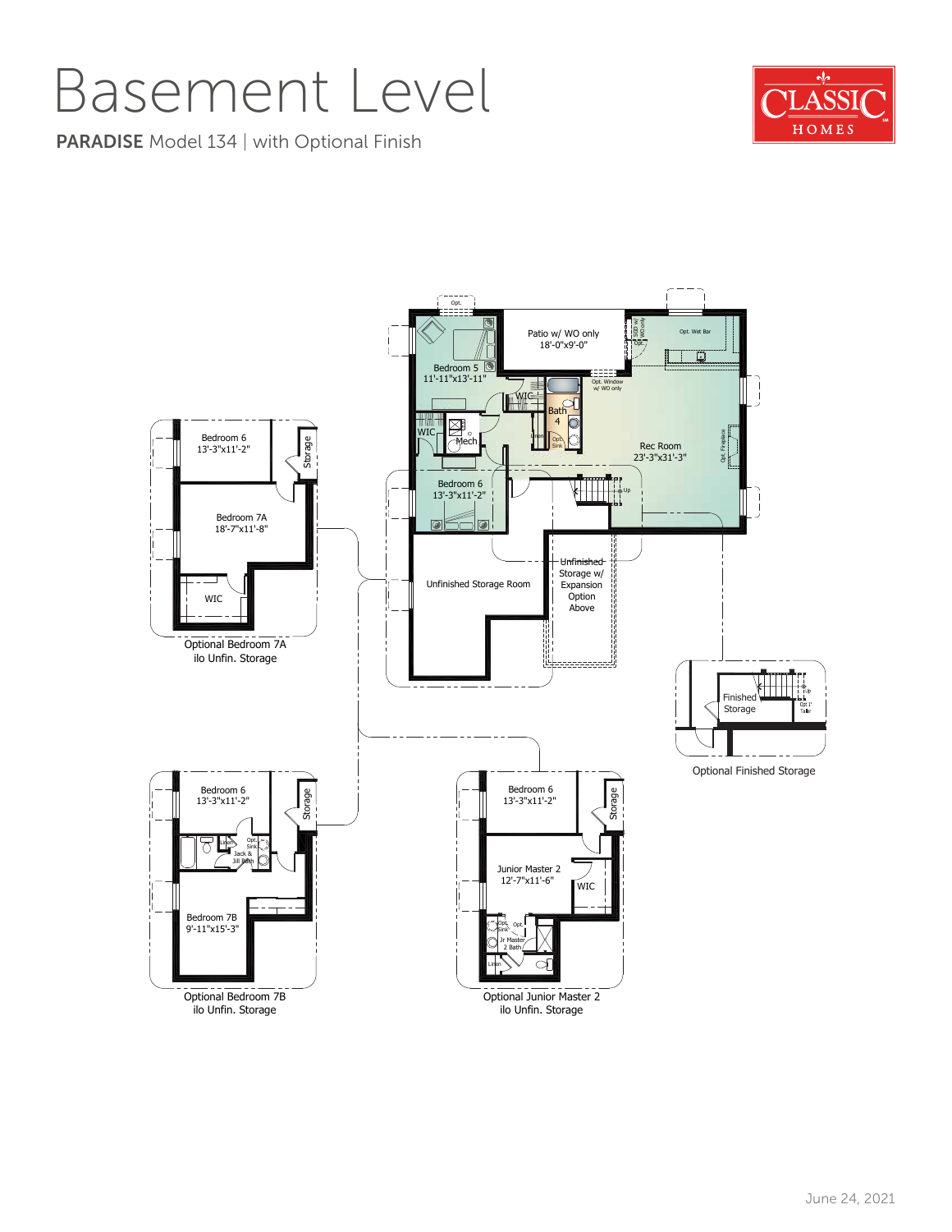# Basement Level

**PARADISE** Model 134 | with Optional Finish

CLASSIC HOMES

Opt.

Patio w/ WO only
18'-0"x9'-0"

SGD w/ WO only Opt.

Opt. Wet Bar

Bedroom 5
11'-11"x13'-11"

Opt. Window w/ WO only

WIC

Bath 4

WIC

Mech

Linen

Opt. Sink

Rec Room
23'-3"x31'-3"

Opt. Fireplace

Bedroom 6
13'-3"x11'-2"

Up

Unfinished Storage Room

Unfinished Storage w/ Expansion Option Above

Bedroom 6
13'-3"x11'-2"

Storage

Bedroom 7A
18'-7"x11'-8"

WIC

Optional Bedroom 7A
ilo Unfn. Storage

Finished Storage

Up

Opt 1' Taller

Optional Finished Storage

Bedroom 6
13'-3"x11'-2"

Storage

Linen

Opt. Sink

Jack & Jill Bath

Bedroom 7B
9'-11"x15'-3"

Optional Bedroom 7B
ilo Unfn. Storage

Bedroom 6
13'-3"x11'-2"

Storage

Junior Master 2
12'-7"x11'-6"

WIC

Opt. Sink

Opt.

Jr Master 2 Bath

Linen

Optional Junior Master 2
ilo Unfn. Storage

June 24, 2021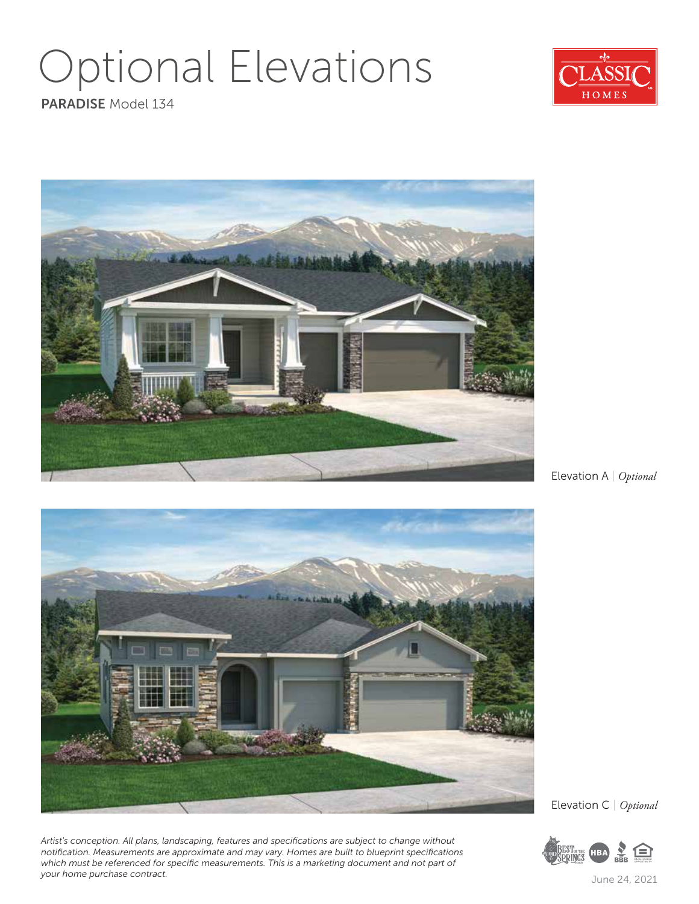# Optional Elevations

**PARADISE** Model 134

Elevation A | *Optional*

Elevation C | *Optional*

*Artist's conception. All plans, landscaping, features and specifications are subject to change without notification. Measurements are approximate and may vary. Homes are built to blueprint specifications which must be referenced for specific measurements. This is a marketing document and not part of your home purchase contract.*

June 24, 2021